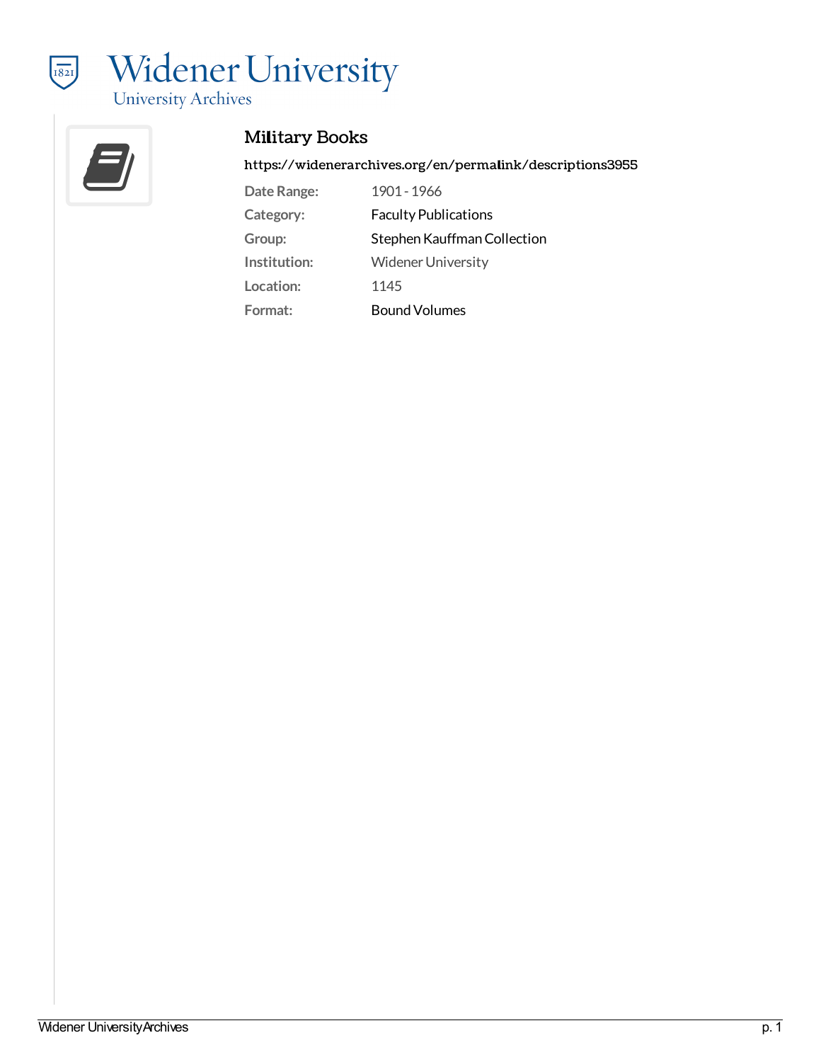# Widener University

University Archives

## Military Books

https://widenerarchives.org/en/permalink/descriptions3955

| | |
|---|---|
| **Date Range:** | 1901 - 1966 |
| **Category:** | Faculty Publications |
| **Group:** | Stephen Kauffman Collection |
| **Institution:** | Widener University |
| **Location:** | 1145 |
| **Format:** | Bound Volumes |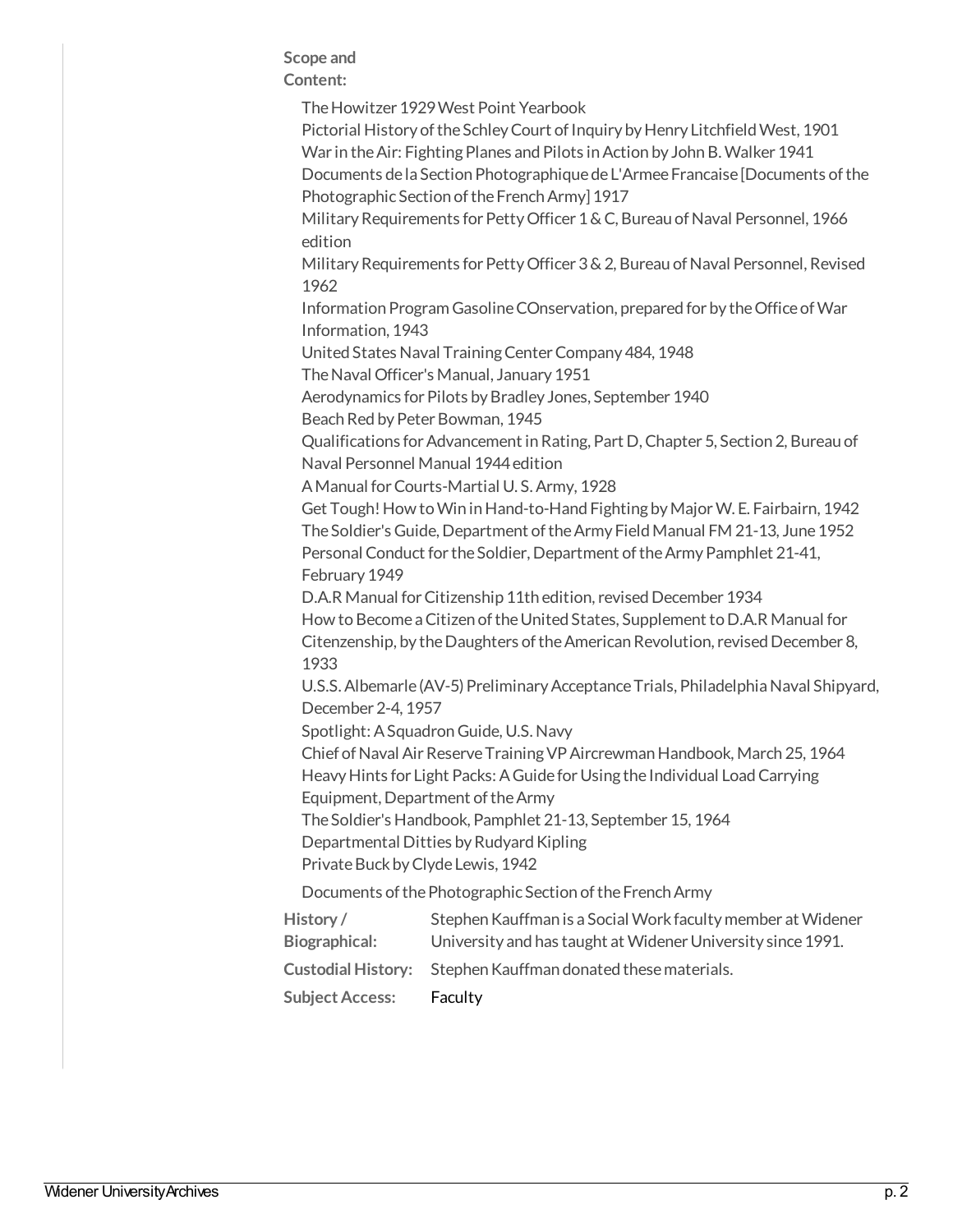**Scope and Content:**

The Howitzer 1929 West Point Yearbook
Pictorial History of the Schley Court of Inquiry by Henry Litchfield West, 1901
War in the Air: Fighting Planes and Pilots in Action by John B. Walker 1941
Documents de la Section Photographique de L'Armee Francaise [Documents of the Photographic Section of the French Army] 1917
Military Requirements for Petty Officer 1 & C, Bureau of Naval Personnel, 1966 edition
Military Requirements for Petty Officer 3 & 2, Bureau of Naval Personnel, Revised 1962
Information Program Gasoline COnservation, prepared for by the Office of War Information, 1943
United States Naval Training Center Company 484, 1948
The Naval Officer's Manual, January 1951
Aerodynamics for Pilots by Bradley Jones, September 1940
Beach Red by Peter Bowman, 1945
Qualifications for Advancement in Rating, Part D, Chapter 5, Section 2, Bureau of Naval Personnel Manual 1944 edition
A Manual for Courts-Martial U. S. Army, 1928
Get Tough! How to Win in Hand-to-Hand Fighting by Major W. E. Fairbairn, 1942
The Soldier's Guide, Department of the Army Field Manual FM 21-13, June 1952
Personal Conduct for the Soldier, Department of the Army Pamphlet 21-41, February 1949
D.A.R Manual for Citizenship 11th edition, revised December 1934
How to Become a Citizen of the United States, Supplement to D.A.R Manual for Citenzenship, by the Daughters of the American Revolution, revised December 8, 1933
U.S.S. Albemarle (AV-5) Preliminary Acceptance Trials, Philadelphia Naval Shipyard, December 2-4, 1957
Spotlight: A Squadron Guide, U.S. Navy
Chief of Naval Air Reserve Training VP Aircrewman Handbook, March 25, 1964
Heavy Hints for Light Packs: A Guide for Using the Individual Load Carrying Equipment, Department of the Army
The Soldier's Handbook, Pamphlet 21-13, September 15, 1964
Departmental Ditties by Rudyard Kipling
Private Buck by Clyde Lewis, 1942

Documents of the Photographic Section of the French Army

**History / Biographical:** Stephen Kauffman is a Social Work faculty member at Widener University and has taught at Widener University since 1991.

**Custodial History:** Stephen Kauffman donated these materials.

**Subject Access:** Faculty